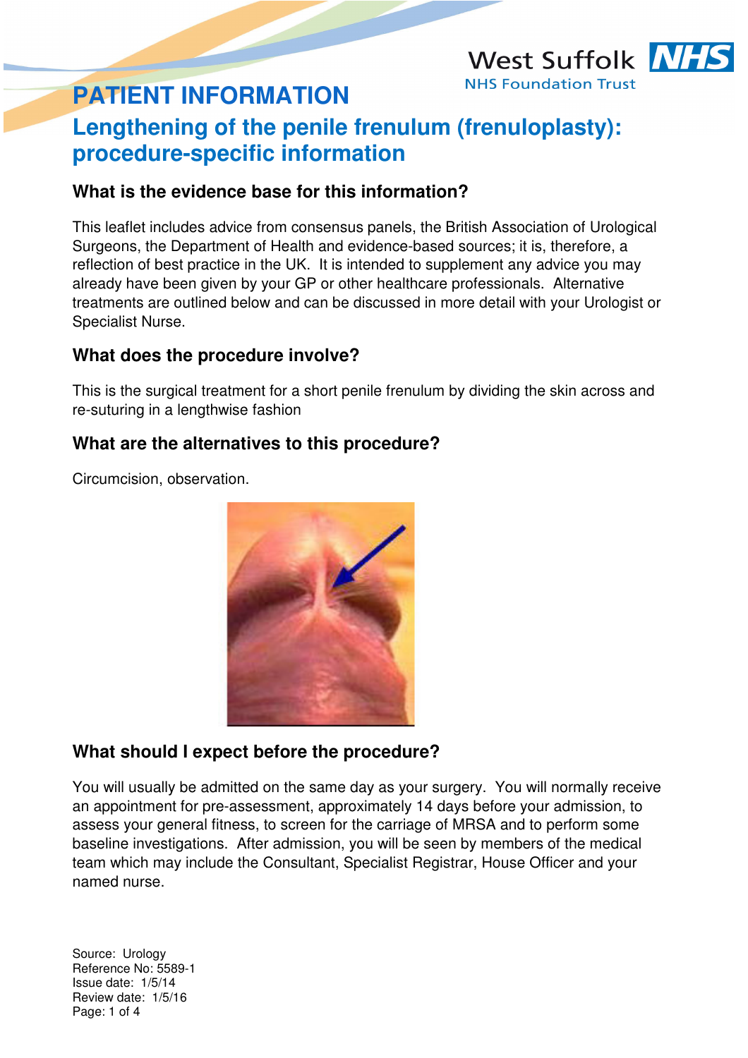# PATIENT INFORMATION

## Lengthening of the penile frenulum (frenuloplasty): procedure-specific information

### What is the evidence base for this information?

This leaflet includes advice from consensus panels, the British Association of Urological Surgeons, the Department of Health and evidence-based sources; it is, therefore, a reflection of best practice in the UK. It is intended to supplement any advice you may already have been given by your GP or other healthcare professionals. Alternative treatments are outlined below and can be discussed in more detail with your Urologist or Specialist Nurse.

### What does the procedure involve?

This is the surgical treatment for a short penile frenulum by dividing the skin across and re-suturing in a lengthwise fashion

### What are the alternatives to this procedure?

Circumcision, observation.

### What should I expect before the procedure?

You will usually be admitted on the same day as your surgery. You will normally receive an appointment for pre-assessment, approximately 14 days before your admission, to assess your general fitness, to screen for the carriage of MRSA and to perform some baseline investigations. After admission, you will be seen by members of the medical team which may include the Consultant, Specialist Registrar, House Officer and your named nurse.

Source: Urology
Reference No: 5589-1
Issue date: 1/5/14
Review date: 1/5/16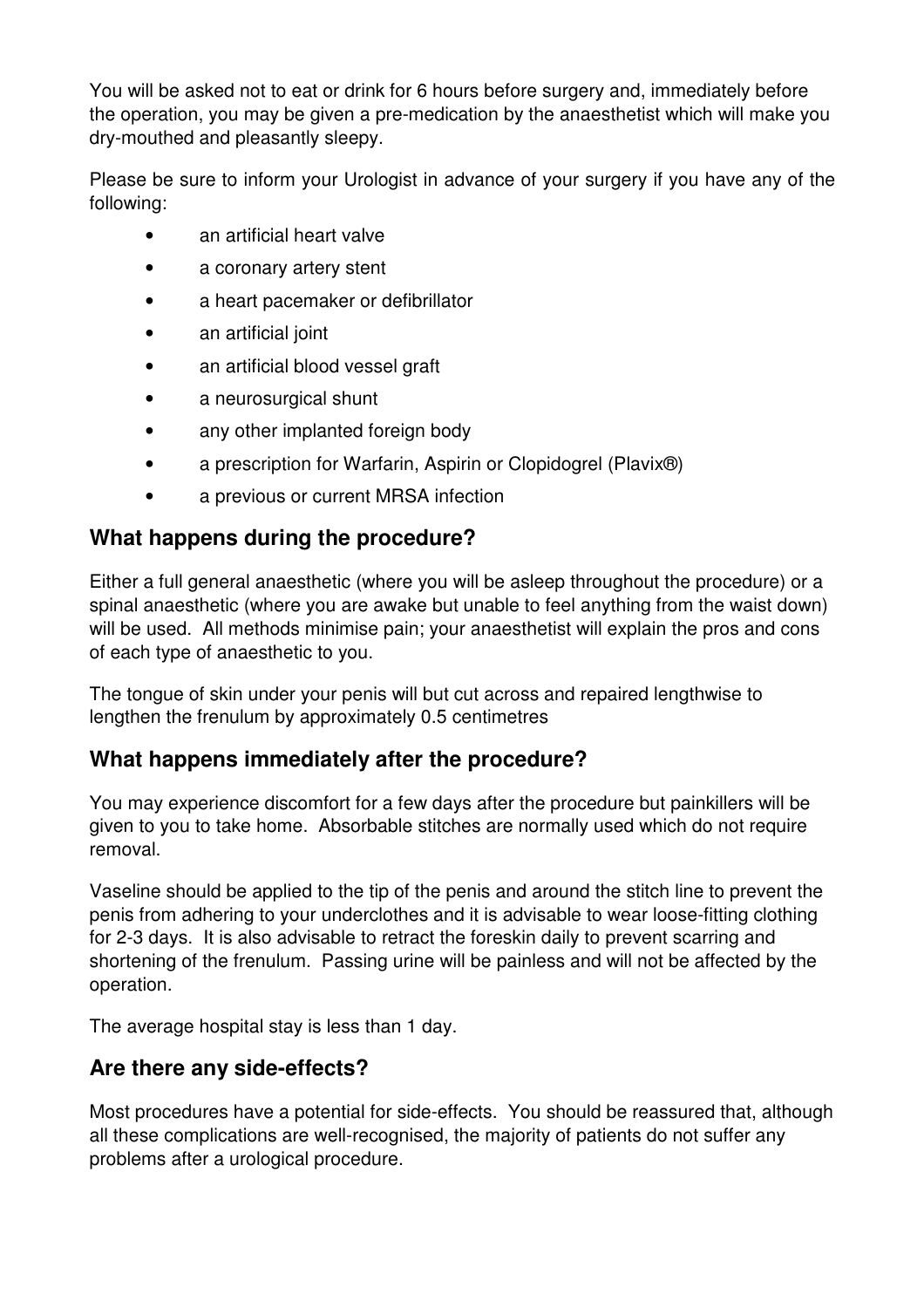You will be asked not to eat or drink for 6 hours before surgery and, immediately before the operation, you may be given a pre-medication by the anaesthetist which will make you dry-mouthed and pleasantly sleepy.

Please be sure to inform your Urologist in advance of your surgery if you have any of the following:

- an artificial heart valve
- a coronary artery stent
- a heart pacemaker or defibrillator
- an artificial joint
- an artificial blood vessel graft
- a neurosurgical shunt
- any other implanted foreign body
- a prescription for Warfarin, Aspirin or Clopidogrel (Plavix®)
- a previous or current MRSA infection

## What happens during the procedure?

Either a full general anaesthetic (where you will be asleep throughout the procedure) or a spinal anaesthetic (where you are awake but unable to feel anything from the waist down) will be used. All methods minimise pain; your anaesthetist will explain the pros and cons of each type of anaesthetic to you.

The tongue of skin under your penis will but cut across and repaired lengthwise to lengthen the frenulum by approximately 0.5 centimetres

## What happens immediately after the procedure?

You may experience discomfort for a few days after the procedure but painkillers will be given to you to take home. Absorbable stitches are normally used which do not require removal.

Vaseline should be applied to the tip of the penis and around the stitch line to prevent the penis from adhering to your underclothes and it is advisable to wear loose-fitting clothing for 2-3 days. It is also advisable to retract the foreskin daily to prevent scarring and shortening of the frenulum. Passing urine will be painless and will not be affected by the operation.

The average hospital stay is less than 1 day.

## Are there any side-effects?

Most procedures have a potential for side-effects. You should be reassured that, although all these complications are well-recognised, the majority of patients do not suffer any problems after a urological procedure.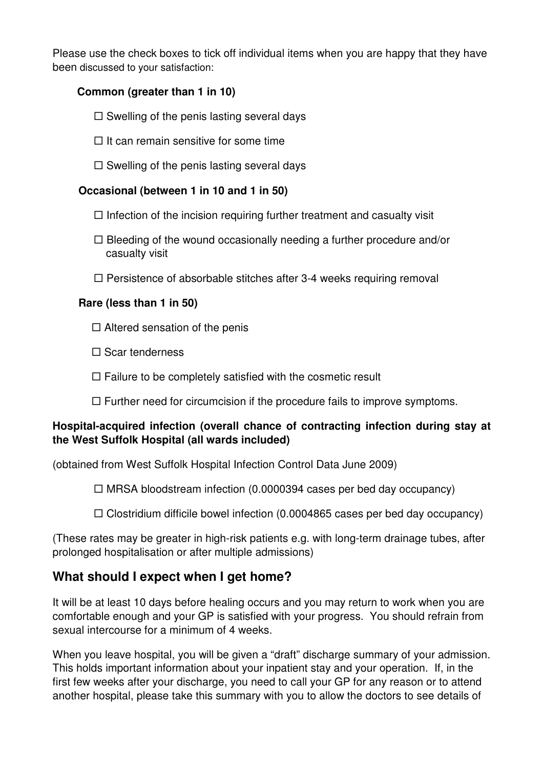Please use the check boxes to tick off individual items when you are happy that they have been discussed to your satisfaction:

**Common (greater than 1 in 10)**

- ☐ Swelling of the penis lasting several days
- ☐ It can remain sensitive for some time
- ☐ Swelling of the penis lasting several days

**Occasional (between 1 in 10 and 1 in 50)**

- ☐ Infection of the incision requiring further treatment and casualty visit
- ☐ Bleeding of the wound occasionally needing a further procedure and/or casualty visit
- ☐ Persistence of absorbable stitches after 3-4 weeks requiring removal

**Rare (less than 1 in 50)**

- ☐ Altered sensation of the penis
- ☐ Scar tenderness
- ☐ Failure to be completely satisfied with the cosmetic result
- ☐ Further need for circumcision if the procedure fails to improve symptoms.

**Hospital-acquired infection (overall chance of contracting infection during stay at the West Suffolk Hospital (all wards included)**

(obtained from West Suffolk Hospital Infection Control Data June 2009)

- ☐ MRSA bloodstream infection (0.0000394 cases per bed day occupancy)
- ☐ Clostridium difficile bowel infection (0.0004865 cases per bed day occupancy)

(These rates may be greater in high-risk patients e.g. with long-term drainage tubes, after prolonged hospitalisation or after multiple admissions)

## What should I expect when I get home?

It will be at least 10 days before healing occurs and you may return to work when you are comfortable enough and your GP is satisfied with your progress. You should refrain from sexual intercourse for a minimum of 4 weeks.

When you leave hospital, you will be given a "draft" discharge summary of your admission. This holds important information about your inpatient stay and your operation. If, in the first few weeks after your discharge, you need to call your GP for any reason or to attend another hospital, please take this summary with you to allow the doctors to see details of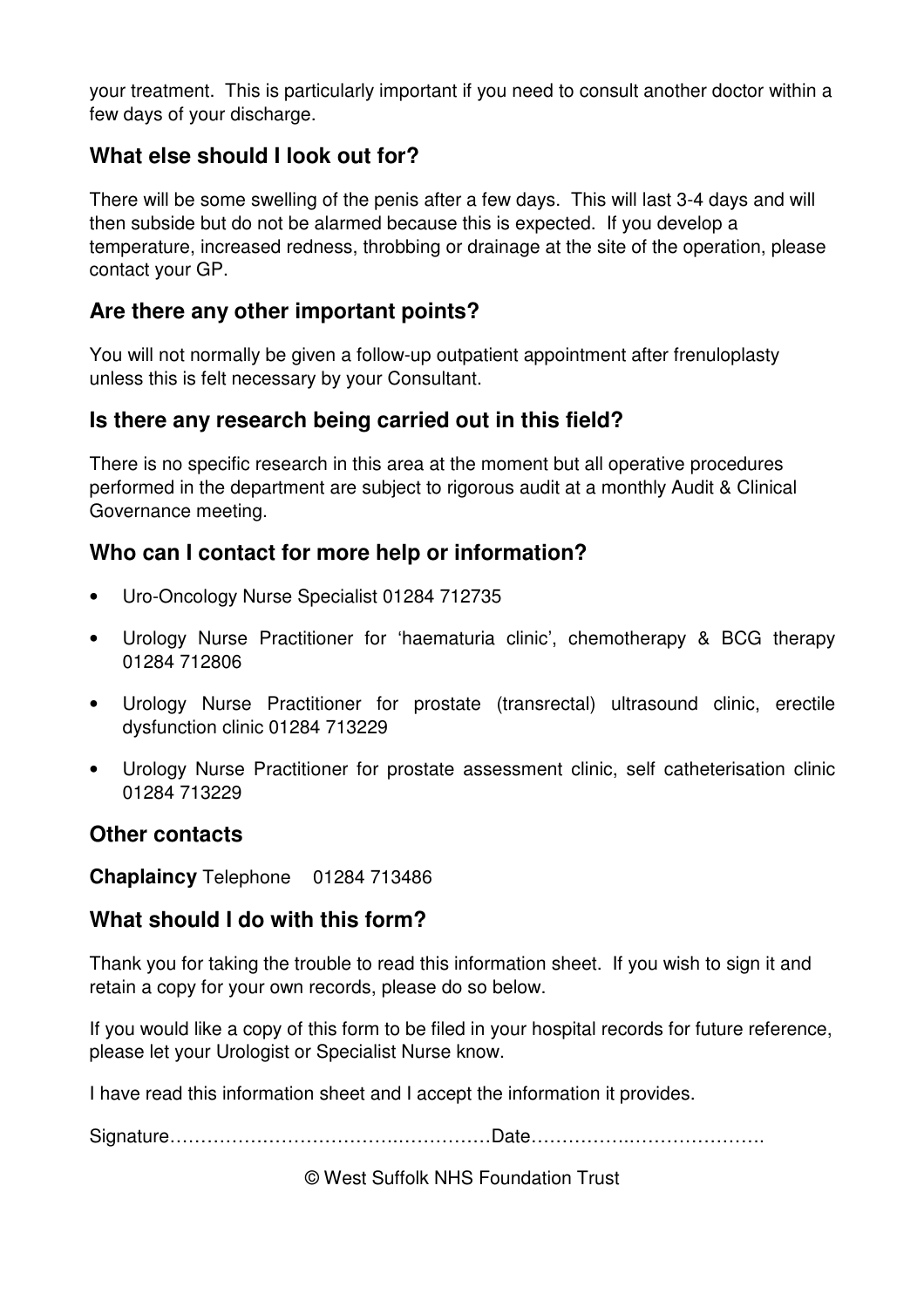your treatment. This is particularly important if you need to consult another doctor within a few days of your discharge.

## What else should I look out for?

There will be some swelling of the penis after a few days. This will last 3-4 days and will then subside but do not be alarmed because this is expected. If you develop a temperature, increased redness, throbbing or drainage at the site of the operation, please contact your GP.

## Are there any other important points?

You will not normally be given a follow-up outpatient appointment after frenuloplasty unless this is felt necessary by your Consultant.

## Is there any research being carried out in this field?

There is no specific research in this area at the moment but all operative procedures performed in the department are subject to rigorous audit at a monthly Audit & Clinical Governance meeting.

## Who can I contact for more help or information?

- Uro-Oncology Nurse Specialist 01284 712735
- Urology Nurse Practitioner for 'haematuria clinic', chemotherapy & BCG therapy 01284 712806
- Urology Nurse Practitioner for prostate (transrectal) ultrasound clinic, erectile dysfunction clinic 01284 713229
- Urology Nurse Practitioner for prostate assessment clinic, self catheterisation clinic 01284 713229

## Other contacts

**Chaplaincy** Telephone 01284 713486

## What should I do with this form?

Thank you for taking the trouble to read this information sheet. If you wish to sign it and retain a copy for your own records, please do so below.

If you would like a copy of this form to be filed in your hospital records for future reference, please let your Urologist or Specialist Nurse know.

I have read this information sheet and I accept the information it provides.

Signature……………………………….……………Date……………….……………….

© West Suffolk NHS Foundation Trust